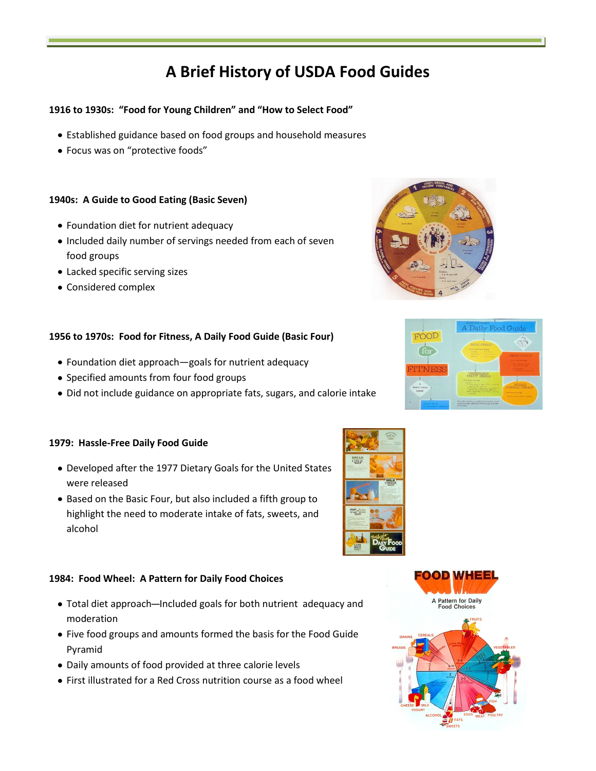# A Brief History of USDA Food Guides

**1916 to 1930s: "Food for Young Children" and "How to Select Food"**

- Established guidance based on food groups and household measures
- Focus was on "protective foods"

**1940s: A Guide to Good Eating (Basic Seven)**

- Foundation diet for nutrient adequacy
- Included daily number of servings needed from each of seven food groups
- Lacked specific serving sizes
- Considered complex

**1956 to 1970s: Food for Fitness, A Daily Food Guide (Basic Four)**

- Foundation diet approach—goals for nutrient adequacy
- Specified amounts from four food groups
- Did not include guidance on appropriate fats, sugars, and calorie intake

**1979: Hassle-Free Daily Food Guide**

- Developed after the 1977 Dietary Goals for the United States were released
- Based on the Basic Four, but also included a fifth group to highlight the need to moderate intake of fats, sweets, and alcohol

**1984: Food Wheel: A Pattern for Daily Food Choices**

- Total diet approach—Included goals for both nutrient adequacy and moderation
- Five food groups and amounts formed the basis for the Food Guide Pyramid
- Daily amounts of food provided at three calorie levels
- First illustrated for a Red Cross nutrition course as a food wheel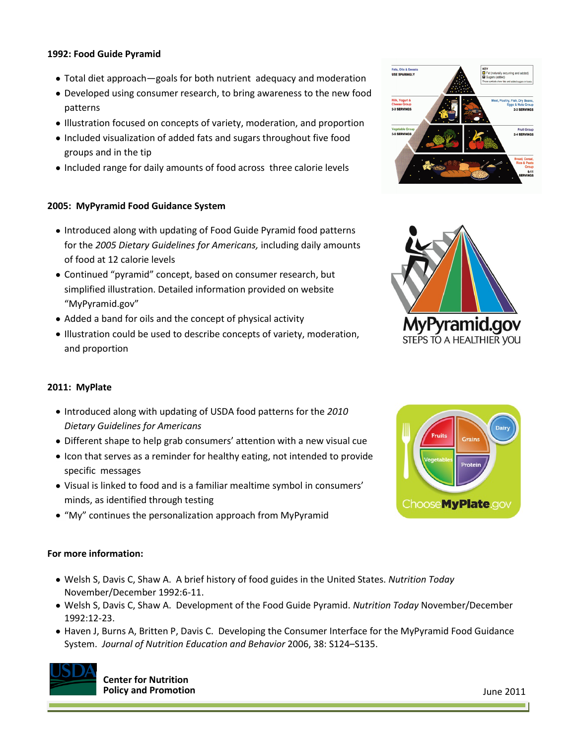**1992: Food Guide Pyramid**

- Total diet approach—goals for both nutrient adequacy and moderation
- Developed using consumer research, to bring awareness to the new food patterns
- Illustration focused on concepts of variety, moderation, and proportion
- Included visualization of added fats and sugars throughout five food groups and in the tip
- Included range for daily amounts of food across three calorie levels

**2005: MyPyramid Food Guidance System**

- Introduced along with updating of Food Guide Pyramid food patterns for the *2005 Dietary Guidelines for Americans,* including daily amounts of food at 12 calorie levels
- Continued "pyramid" concept, based on consumer research, but simplified illustration. Detailed information provided on website "MyPyramid.gov"
- Added a band for oils and the concept of physical activity
- Illustration could be used to describe concepts of variety, moderation, and proportion

**2011: MyPlate**

- Introduced along with updating of USDA food patterns for the *2010 Dietary Guidelines for Americans*
- Different shape to help grab consumers' attention with a new visual cue
- Icon that serves as a reminder for healthy eating, not intended to provide specific messages
- Visual is linked to food and is a familiar mealtime symbol in consumers' minds, as identified through testing
- "My" continues the personalization approach from MyPyramid

**For more information:**

- Welsh S, Davis C, Shaw A. A brief history of food guides in the United States. *Nutrition Today* November/December 1992:6-11.
- Welsh S, Davis C, Shaw A. Development of the Food Guide Pyramid. *Nutrition Today* November/December 1992:12-23.
- Haven J, Burns A, Britten P, Davis C. Developing the Consumer Interface for the MyPyramid Food Guidance System. *Journal of Nutrition Education and Behavior* 2006, 38: S124–S135.

**Center for Nutrition Policy and Promotion**

June 2011